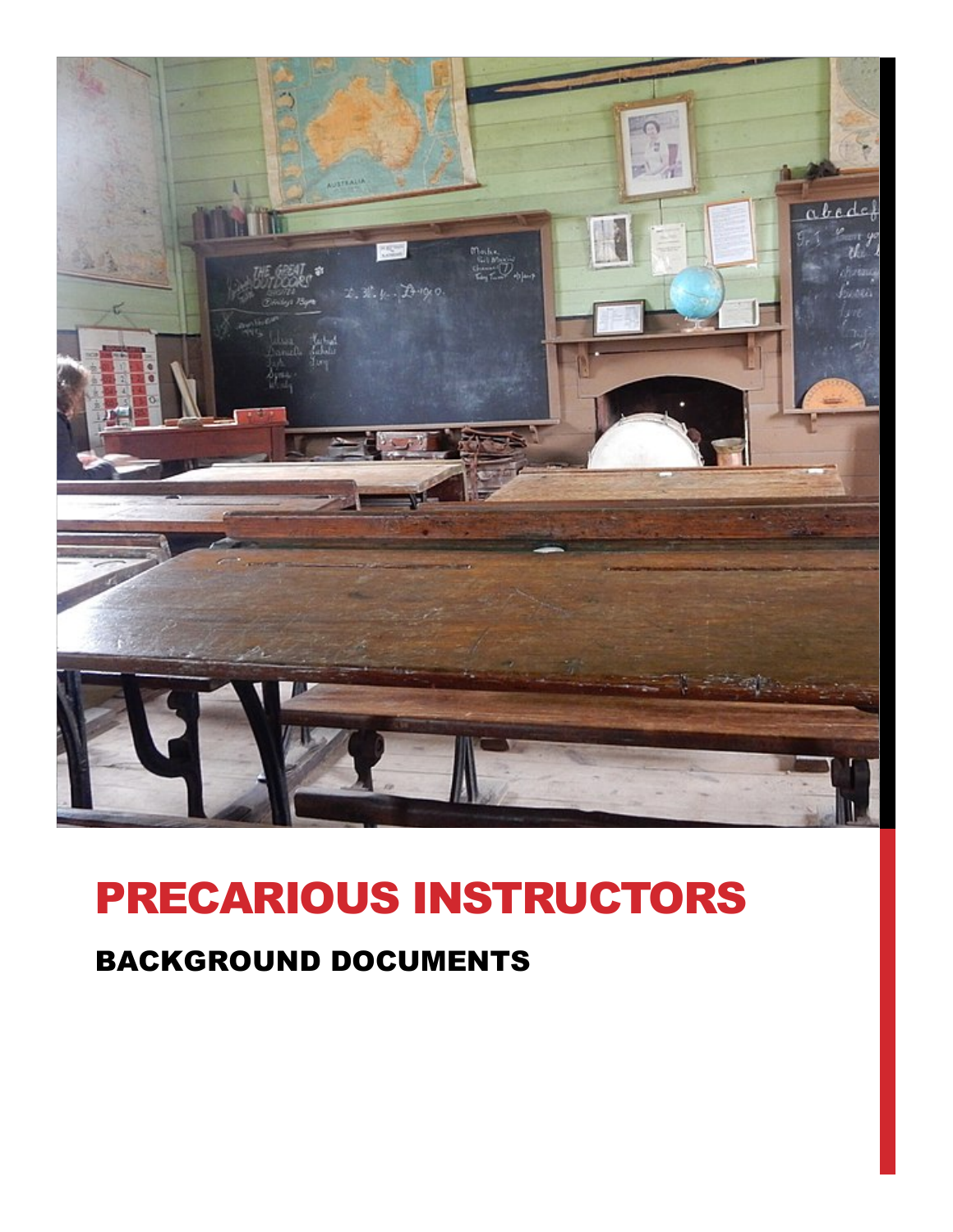# PRECARIOUS INSTRUCTORS

## BACKGROUND DOCUMENTS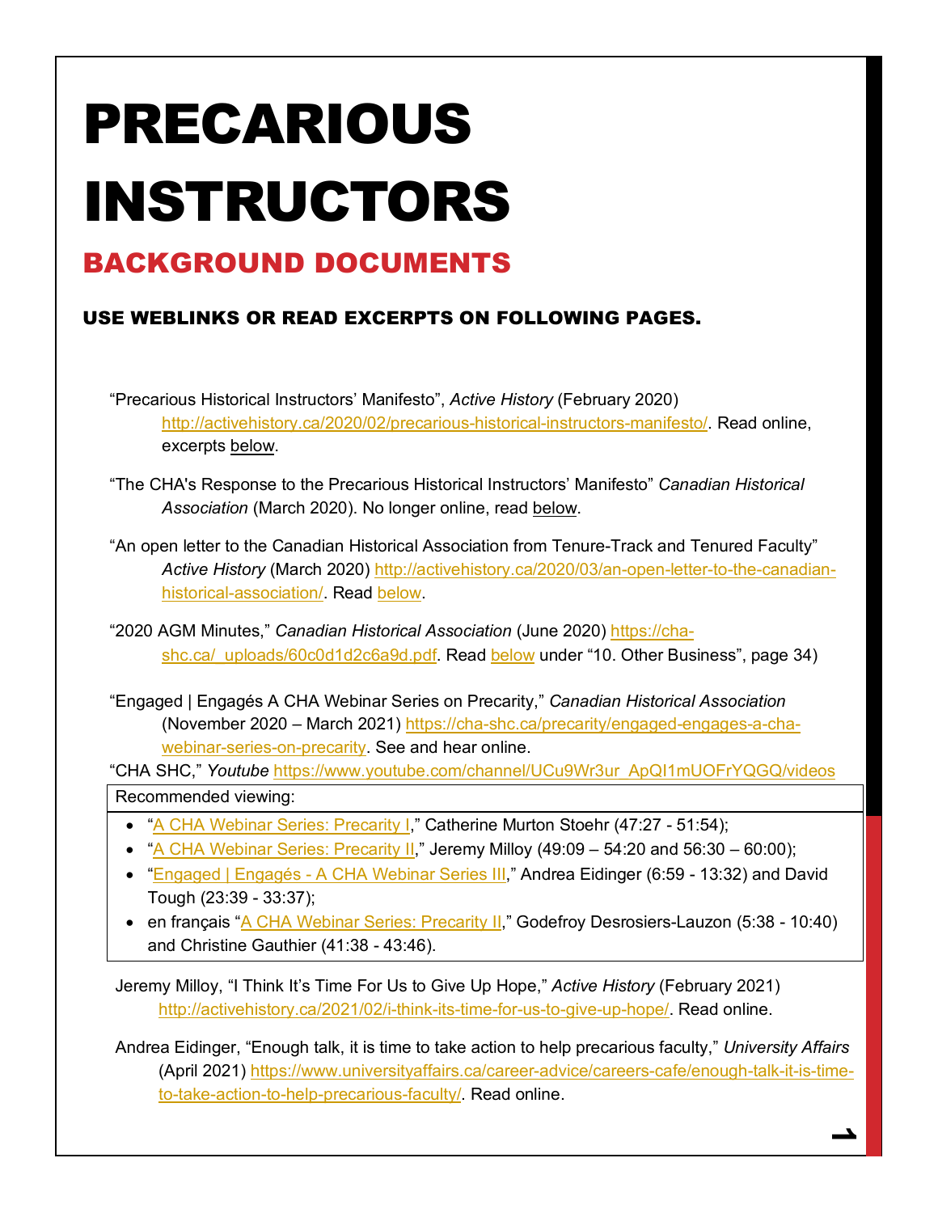# PRECARIOUS INSTRUCTORS

## BACKGROUND DOCUMENTS

### USE WEBLINKS OR READ EXCERPTS ON FOLLOWING PAGES.

"Precarious Historical Instructors' Manifesto", *Active History* (February 2020) http://activehistory.ca/2020/02/precarious-historical-instructors-manifesto/. Read online, excerpts below.

"The CHA's Response to the Precarious Historical Instructors' Manifesto" *Canadian Historical Association* (March 2020). No longer online, read below.

"An open letter to the Canadian Historical Association from Tenure-Track and Tenured Faculty" *Active History* (March 2020) http://activehistory.ca/2020/03/an-open-letter-to-the-canadian-historical-association/. Read below.

"2020 AGM Minutes," *Canadian Historical Association* (June 2020) https://cha-shc.ca/_uploads/60c0d1d2c6a9d.pdf. Read below under "10. Other Business", page 34)

"Engaged | Engagés A CHA Webinar Series on Precarity," *Canadian Historical Association* (November 2020 – March 2021) https://cha-shc.ca/precarity/engaged-engages-a-cha-webinar-series-on-precarity. See and hear online.

"CHA SHC," *Youtube* https://www.youtube.com/channel/UCu9Wr3ur_ApQI1mUOFrYQGQ/videos

Recommended viewing:

- "A CHA Webinar Series: Precarity I," Catherine Murton Stoehr (47:27 - 51:54);
- "A CHA Webinar Series: Precarity II," Jeremy Milloy (49:09 – 54:20 and 56:30 – 60:00);
- "Engaged | Engagés - A CHA Webinar Series III," Andrea Eidinger (6:59 - 13:32) and David Tough (23:39 - 33:37);
- en français "A CHA Webinar Series: Precarity II," Godefroy Desrosiers-Lauzon (5:38 - 10:40) and Christine Gauthier (41:38 - 43:46).

Jeremy Milloy, "I Think It's Time For Us to Give Up Hope," *Active History* (February 2021) http://activehistory.ca/2021/02/i-think-its-time-for-us-to-give-up-hope/. Read online.

Andrea Eidinger, "Enough talk, it is time to take action to help precarious faculty," *University Affairs* (April 2021) https://www.universityaffairs.ca/career-advice/careers-cafe/enough-talk-it-is-time-to-take-action-to-help-precarious-faculty/. Read online.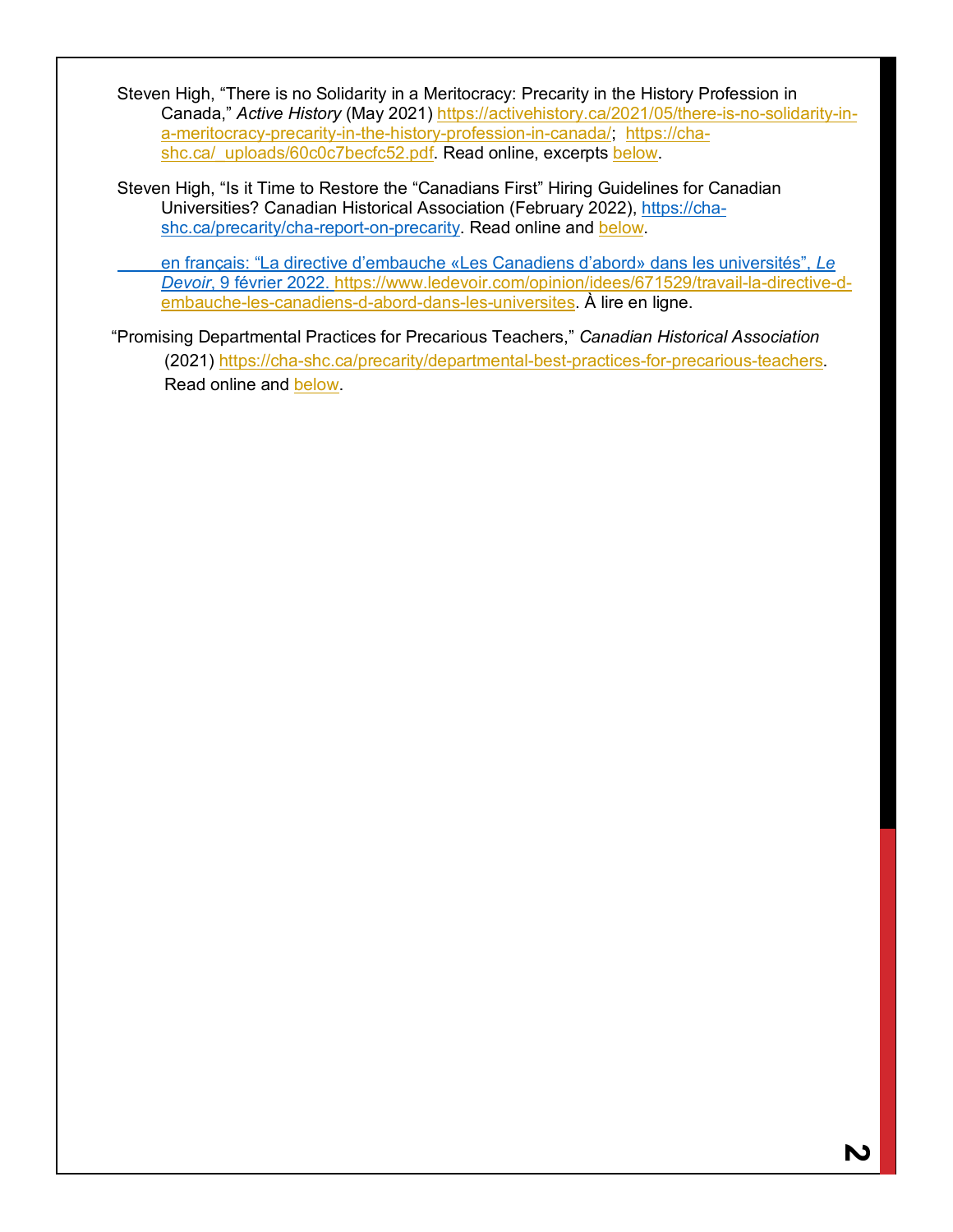Steven High, "There is no Solidarity in a Meritocracy: Precarity in the History Profession in Canada," *Active History* (May 2021) https://activehistory.ca/2021/05/there-is-no-solidarity-in-a-meritocracy-precarity-in-the-history-profession-in-canada/; https://cha-shc.ca/_uploads/60c0c7becfc52.pdf. Read online, excerpts below.

Steven High, "Is it Time to Restore the "Canadians First" Hiring Guidelines for Canadian Universities? Canadian Historical Association (February 2022), https://cha-shc.ca/precarity/cha-report-on-precarity. Read online and below.

en français: "La directive d'embauche «Les Canadiens d'abord» dans les universités", *Le Devoir*, 9 février 2022. https://www.ledevoir.com/opinion/idees/671529/travail-la-directive-d-embauche-les-canadiens-d-abord-dans-les-universites. À lire en ligne.

"Promising Departmental Practices for Precarious Teachers," *Canadian Historical Association* (2021) https://cha-shc.ca/precarity/departmental-best-practices-for-precarious-teachers. Read online and below.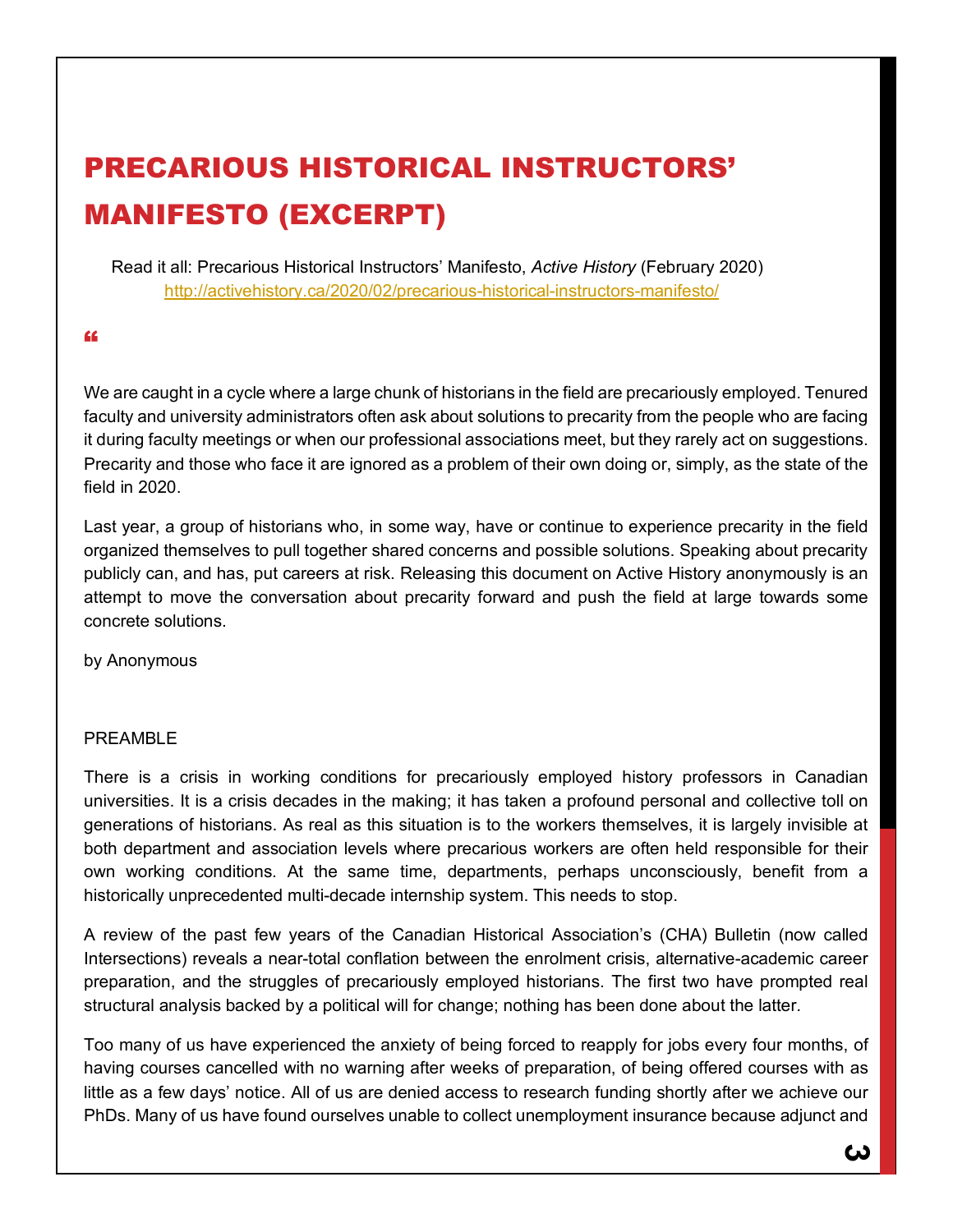# PRECARIOUS HISTORICAL INSTRUCTORS' MANIFESTO (EXCERPT)

Read it all: Precarious Historical Instructors' Manifesto, *Active History* (February 2020) http://activehistory.ca/2020/02/precarious-historical-instructors-manifesto/

"

We are caught in a cycle where a large chunk of historians in the field are precariously employed. Tenured faculty and university administrators often ask about solutions to precarity from the people who are facing it during faculty meetings or when our professional associations meet, but they rarely act on suggestions. Precarity and those who face it are ignored as a problem of their own doing or, simply, as the state of the field in 2020.

Last year, a group of historians who, in some way, have or continue to experience precarity in the field organized themselves to pull together shared concerns and possible solutions. Speaking about precarity publicly can, and has, put careers at risk. Releasing this document on Active History anonymously is an attempt to move the conversation about precarity forward and push the field at large towards some concrete solutions.

by Anonymous

PREAMBLE

There is a crisis in working conditions for precariously employed history professors in Canadian universities. It is a crisis decades in the making; it has taken a profound personal and collective toll on generations of historians. As real as this situation is to the workers themselves, it is largely invisible at both department and association levels where precarious workers are often held responsible for their own working conditions. At the same time, departments, perhaps unconsciously, benefit from a historically unprecedented multi-decade internship system. This needs to stop.

A review of the past few years of the Canadian Historical Association's (CHA) Bulletin (now called Intersections) reveals a near-total conflation between the enrolment crisis, alternative-academic career preparation, and the struggles of precariously employed historians. The first two have prompted real structural analysis backed by a political will for change; nothing has been done about the latter.

Too many of us have experienced the anxiety of being forced to reapply for jobs every four months, of having courses cancelled with no warning after weeks of preparation, of being offered courses with as little as a few days' notice. All of us are denied access to research funding shortly after we achieve our PhDs. Many of us have found ourselves unable to collect unemployment insurance because adjunct and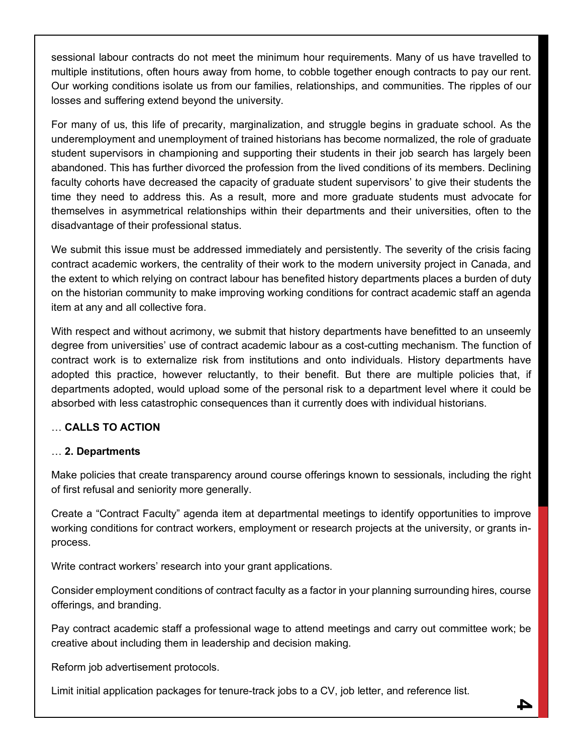sessional labour contracts do not meet the minimum hour requirements. Many of us have travelled to multiple institutions, often hours away from home, to cobble together enough contracts to pay our rent. Our working conditions isolate us from our families, relationships, and communities. The ripples of our losses and suffering extend beyond the university.

For many of us, this life of precarity, marginalization, and struggle begins in graduate school. As the underemployment and unemployment of trained historians has become normalized, the role of graduate student supervisors in championing and supporting their students in their job search has largely been abandoned. This has further divorced the profession from the lived conditions of its members. Declining faculty cohorts have decreased the capacity of graduate student supervisors' to give their students the time they need to address this. As a result, more and more graduate students must advocate for themselves in asymmetrical relationships within their departments and their universities, often to the disadvantage of their professional status.

We submit this issue must be addressed immediately and persistently. The severity of the crisis facing contract academic workers, the centrality of their work to the modern university project in Canada, and the extent to which relying on contract labour has benefited history departments places a burden of duty on the historian community to make improving working conditions for contract academic staff an agenda item at any and all collective fora.

With respect and without acrimony, we submit that history departments have benefitted to an unseemly degree from universities' use of contract academic labour as a cost-cutting mechanism. The function of contract work is to externalize risk from institutions and onto individuals. History departments have adopted this practice, however reluctantly, to their benefit. But there are multiple policies that, if departments adopted, would upload some of the personal risk to a department level where it could be absorbed with less catastrophic consequences than it currently does with individual historians.

… **CALLS TO ACTION**

… **2. Departments**

Make policies that create transparency around course offerings known to sessionals, including the right of first refusal and seniority more generally.

Create a "Contract Faculty" agenda item at departmental meetings to identify opportunities to improve working conditions for contract workers, employment or research projects at the university, or grants in-process.

Write contract workers' research into your grant applications.

Consider employment conditions of contract faculty as a factor in your planning surrounding hires, course offerings, and branding.

Pay contract academic staff a professional wage to attend meetings and carry out committee work; be creative about including them in leadership and decision making.

Reform job advertisement protocols.

Limit initial application packages for tenure-track jobs to a CV, job letter, and reference list.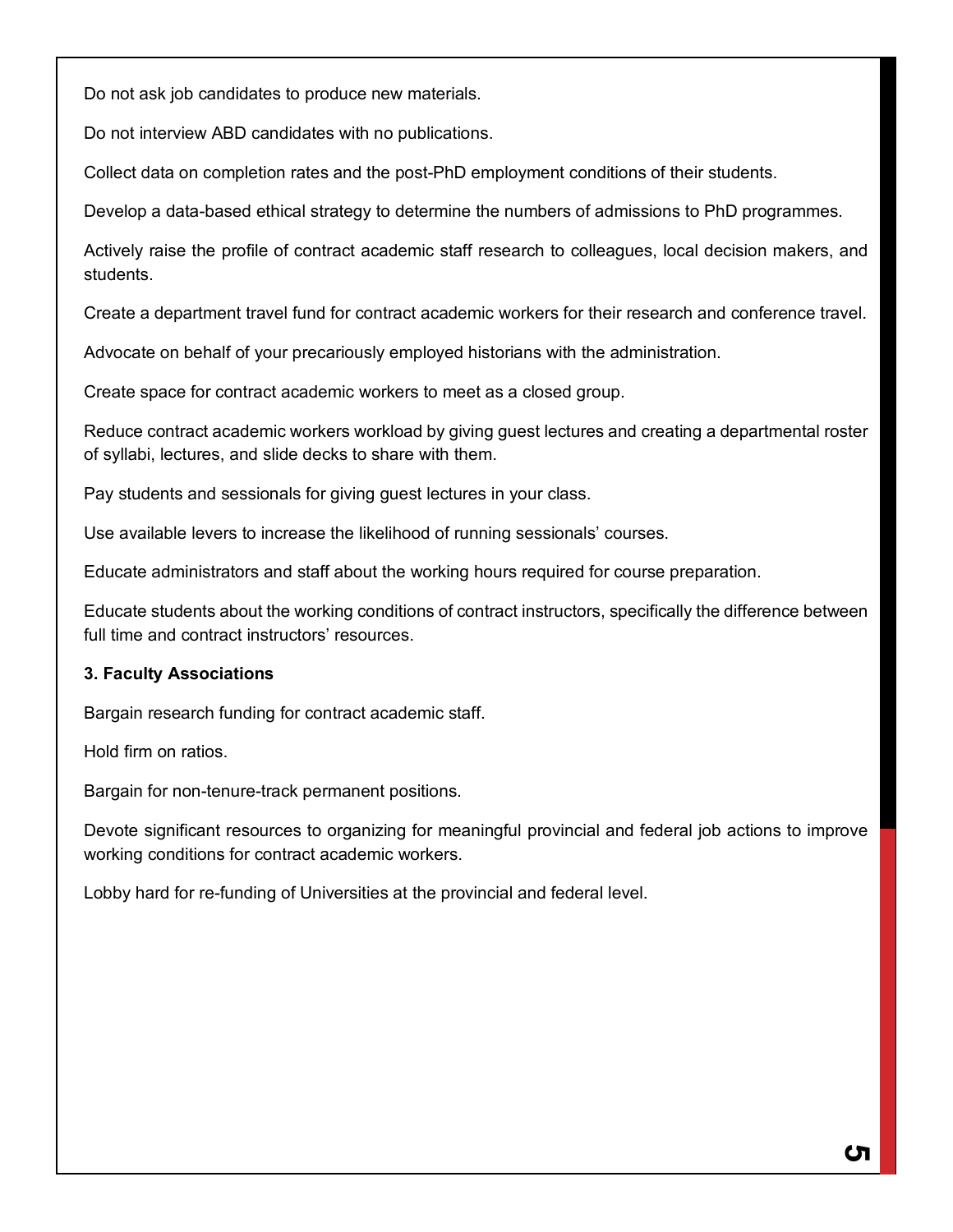Do not ask job candidates to produce new materials.

Do not interview ABD candidates with no publications.

Collect data on completion rates and the post-PhD employment conditions of their students.

Develop a data-based ethical strategy to determine the numbers of admissions to PhD programmes.

Actively raise the profile of contract academic staff research to colleagues, local decision makers, and students.

Create a department travel fund for contract academic workers for their research and conference travel.

Advocate on behalf of your precariously employed historians with the administration.

Create space for contract academic workers to meet as a closed group.

Reduce contract academic workers workload by giving guest lectures and creating a departmental roster of syllabi, lectures, and slide decks to share with them.

Pay students and sessionals for giving guest lectures in your class.

Use available levers to increase the likelihood of running sessionals' courses.

Educate administrators and staff about the working hours required for course preparation.

Educate students about the working conditions of contract instructors, specifically the difference between full time and contract instructors' resources.

**3. Faculty Associations**

Bargain research funding for contract academic staff.

Hold firm on ratios.

Bargain for non-tenure-track permanent positions.

Devote significant resources to organizing for meaningful provincial and federal job actions to improve working conditions for contract academic workers.

Lobby hard for re-funding of Universities at the provincial and federal level.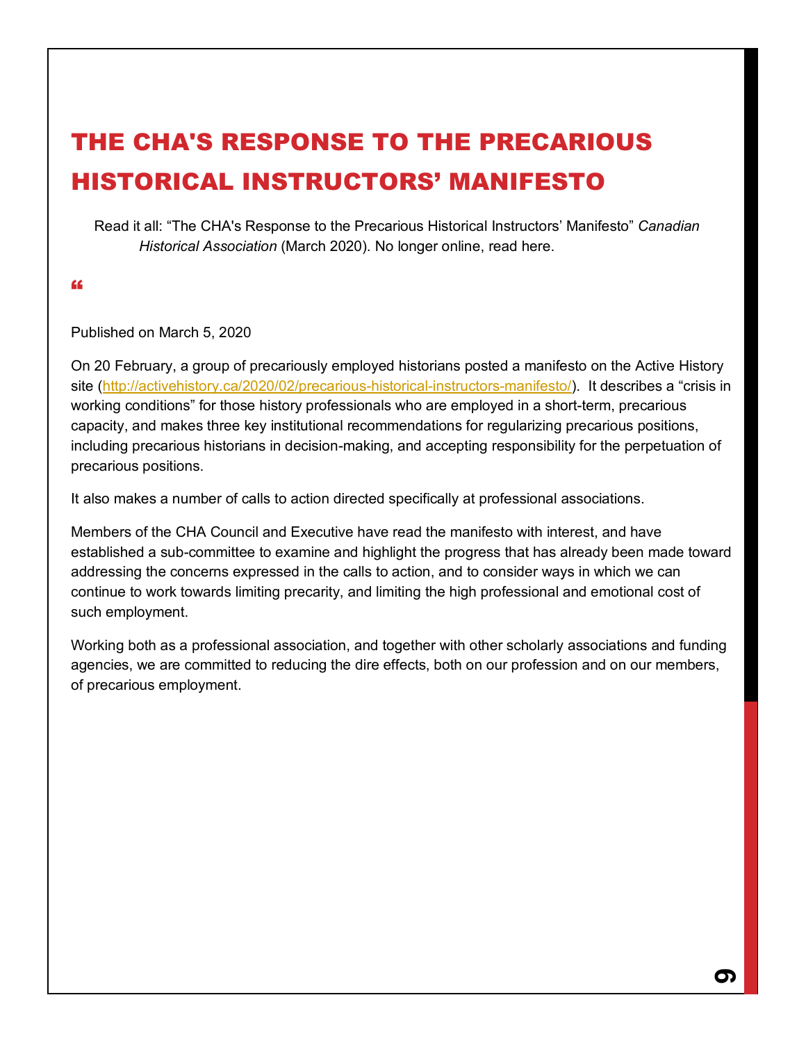# THE CHA'S RESPONSE TO THE PRECARIOUS HISTORICAL INSTRUCTORS' MANIFESTO

Read it all: "The CHA's Response to the Precarious Historical Instructors' Manifesto" *Canadian Historical Association* (March 2020). No longer online, read here.

❝

Published on March 5, 2020

On 20 February, a group of precariously employed historians posted a manifesto on the Active History site (http://activehistory.ca/2020/02/precarious-historical-instructors-manifesto/). It describes a "crisis in working conditions" for those history professionals who are employed in a short-term, precarious capacity, and makes three key institutional recommendations for regularizing precarious positions, including precarious historians in decision-making, and accepting responsibility for the perpetuation of precarious positions.

It also makes a number of calls to action directed specifically at professional associations.

Members of the CHA Council and Executive have read the manifesto with interest, and have established a sub-committee to examine and highlight the progress that has already been made toward addressing the concerns expressed in the calls to action, and to consider ways in which we can continue to work towards limiting precarity, and limiting the high professional and emotional cost of such employment.

Working both as a professional association, and together with other scholarly associations and funding agencies, we are committed to reducing the dire effects, both on our profession and on our members, of precarious employment.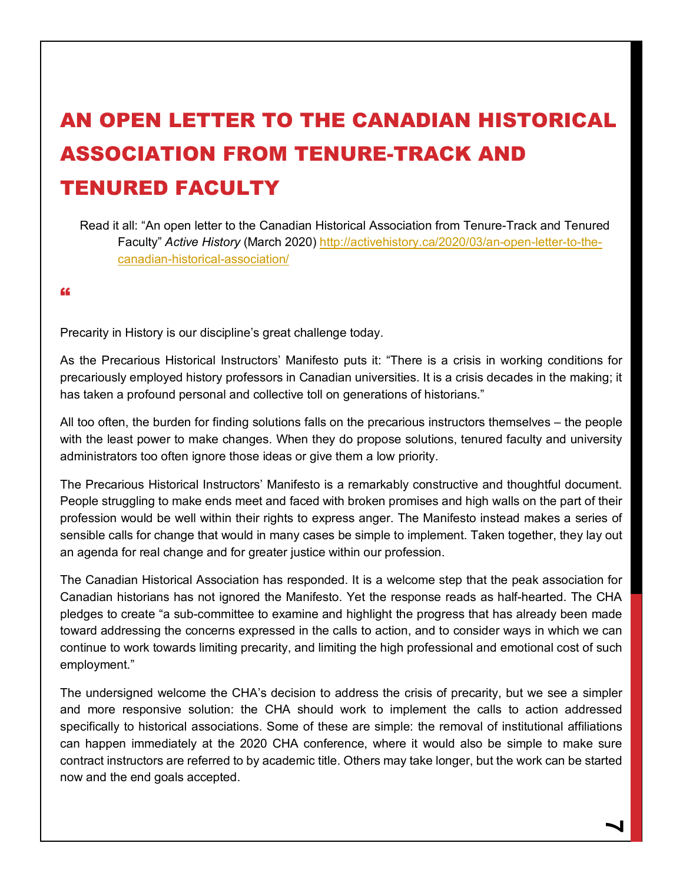# AN OPEN LETTER TO THE CANADIAN HISTORICAL ASSOCIATION FROM TENURE-TRACK AND TENURED FACULTY

Read it all: "An open letter to the Canadian Historical Association from Tenure-Track and Tenured Faculty" *Active History* (March 2020) http://activehistory.ca/2020/03/an-open-letter-to-the-canadian-historical-association/

"

Precarity in History is our discipline's great challenge today.

As the Precarious Historical Instructors' Manifesto puts it: "There is a crisis in working conditions for precariously employed history professors in Canadian universities. It is a crisis decades in the making; it has taken a profound personal and collective toll on generations of historians."

All too often, the burden for finding solutions falls on the precarious instructors themselves – the people with the least power to make changes. When they do propose solutions, tenured faculty and university administrators too often ignore those ideas or give them a low priority.

The Precarious Historical Instructors' Manifesto is a remarkably constructive and thoughtful document. People struggling to make ends meet and faced with broken promises and high walls on the part of their profession would be well within their rights to express anger. The Manifesto instead makes a series of sensible calls for change that would in many cases be simple to implement. Taken together, they lay out an agenda for real change and for greater justice within our profession.

The Canadian Historical Association has responded. It is a welcome step that the peak association for Canadian historians has not ignored the Manifesto. Yet the response reads as half-hearted. The CHA pledges to create "a sub-committee to examine and highlight the progress that has already been made toward addressing the concerns expressed in the calls to action, and to consider ways in which we can continue to work towards limiting precarity, and limiting the high professional and emotional cost of such employment."

The undersigned welcome the CHA's decision to address the crisis of precarity, but we see a simpler and more responsive solution: the CHA should work to implement the calls to action addressed specifically to historical associations. Some of these are simple: the removal of institutional affiliations can happen immediately at the 2020 CHA conference, where it would also be simple to make sure contract instructors are referred to by academic title. Others may take longer, but the work can be started now and the end goals accepted.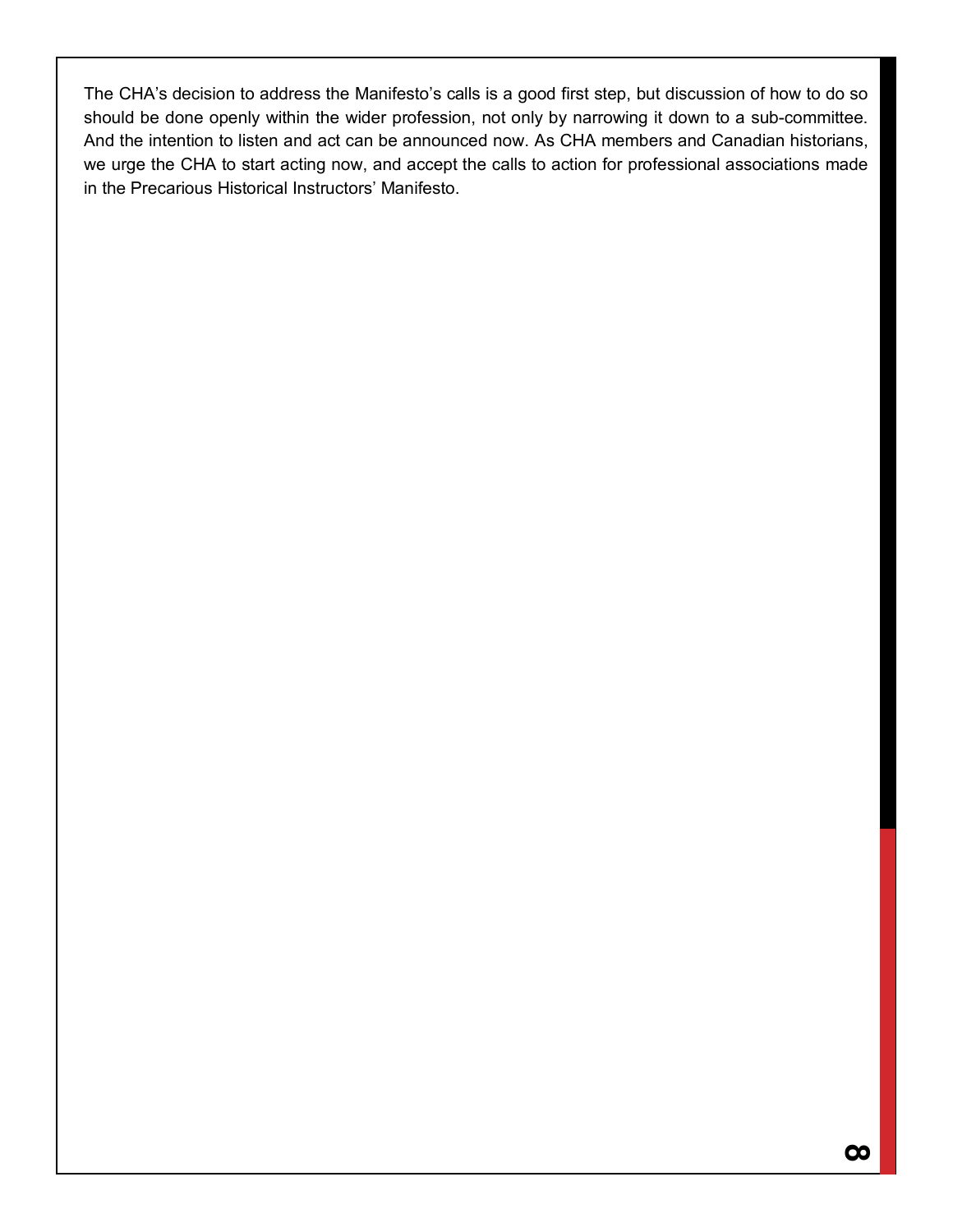The CHA's decision to address the Manifesto's calls is a good first step, but discussion of how to do so should be done openly within the wider profession, not only by narrowing it down to a sub-committee. And the intention to listen and act can be announced now. As CHA members and Canadian historians, we urge the CHA to start acting now, and accept the calls to action for professional associations made in the Precarious Historical Instructors' Manifesto.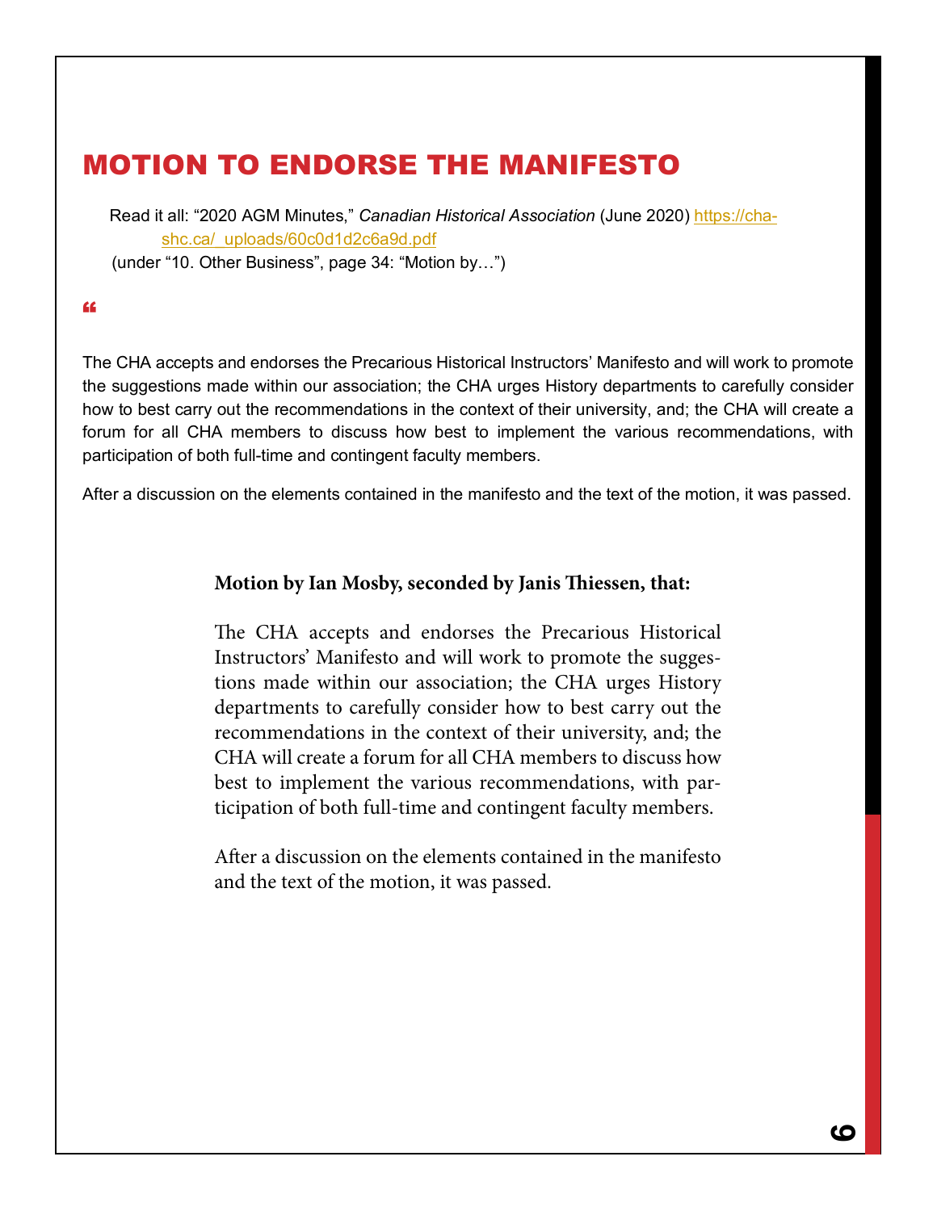# MOTION TO ENDORSE THE MANIFESTO

Read it all: "2020 AGM Minutes," *Canadian Historical Association* (June 2020) https://cha-shc.ca/_uploads/60c0d1d2c6a9d.pdf
(under "10. Other Business", page 34: "Motion by…")

"

The CHA accepts and endorses the Precarious Historical Instructors' Manifesto and will work to promote the suggestions made within our association; the CHA urges History departments to carefully consider how to best carry out the recommendations in the context of their university, and; the CHA will create a forum for all CHA members to discuss how best to implement the various recommendations, with participation of both full-time and contingent faculty members.

After a discussion on the elements contained in the manifesto and the text of the motion, it was passed.

**Motion by Ian Mosby, seconded by Janis Thiessen, that:**

The CHA accepts and endorses the Precarious Historical Instructors' Manifesto and will work to promote the suggestions made within our association; the CHA urges History departments to carefully consider how to best carry out the recommendations in the context of their university, and; the CHA will create a forum for all CHA members to discuss how best to implement the various recommendations, with participation of both full-time and contingent faculty members.

After a discussion on the elements contained in the manifesto and the text of the motion, it was passed.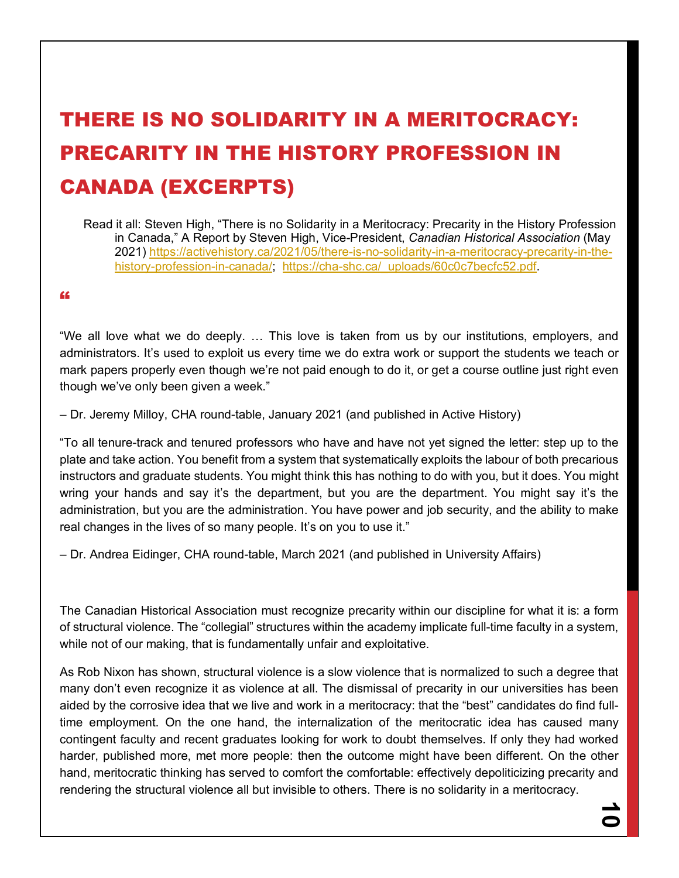# THERE IS NO SOLIDARITY IN A MERITOCRACY: PRECARITY IN THE HISTORY PROFESSION IN CANADA (EXCERPTS)

Read it all: Steven High, "There is no Solidarity in a Meritocracy: Precarity in the History Profession in Canada," A Report by Steven High, Vice-President, *Canadian Historical Association* (May 2021) https://activehistory.ca/2021/05/there-is-no-solidarity-in-a-meritocracy-precarity-in-the-history-profession-in-canada/; https://cha-shc.ca/_uploads/60c0c7becfc52.pdf.

"

"We all love what we do deeply. … This love is taken from us by our institutions, employers, and administrators. It's used to exploit us every time we do extra work or support the students we teach or mark papers properly even though we're not paid enough to do it, or get a course outline just right even though we've only been given a week."

– Dr. Jeremy Milloy, CHA round-table, January 2021 (and published in Active History)

"To all tenure-track and tenured professors who have and have not yet signed the letter: step up to the plate and take action. You benefit from a system that systematically exploits the labour of both precarious instructors and graduate students. You might think this has nothing to do with you, but it does. You might wring your hands and say it's the department, but you are the department. You might say it's the administration, but you are the administration. You have power and job security, and the ability to make real changes in the lives of so many people. It's on you to use it."

– Dr. Andrea Eidinger, CHA round-table, March 2021 (and published in University Affairs)

The Canadian Historical Association must recognize precarity within our discipline for what it is: a form of structural violence. The "collegial" structures within the academy implicate full-time faculty in a system, while not of our making, that is fundamentally unfair and exploitative.

As Rob Nixon has shown, structural violence is a slow violence that is normalized to such a degree that many don't even recognize it as violence at all. The dismissal of precarity in our universities has been aided by the corrosive idea that we live and work in a meritocracy: that the "best" candidates do find full-time employment. On the one hand, the internalization of the meritocratic idea has caused many contingent faculty and recent graduates looking for work to doubt themselves. If only they had worked harder, published more, met more people: then the outcome might have been different. On the other hand, meritocratic thinking has served to comfort the comfortable: effectively depoliticizing precarity and rendering the structural violence all but invisible to others. There is no solidarity in a meritocracy.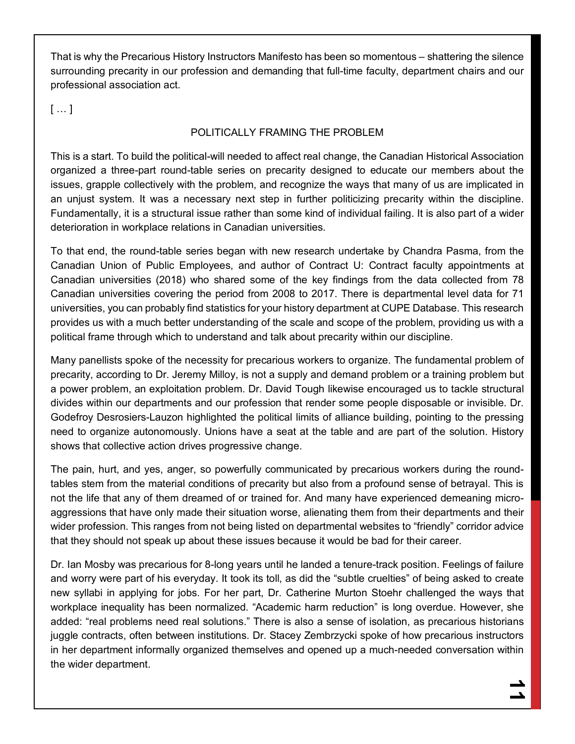That is why the Precarious History Instructors Manifesto has been so momentous – shattering the silence surrounding precarity in our profession and demanding that full-time faculty, department chairs and our professional association act.

[ … ]

## POLITICALLY FRAMING THE PROBLEM

This is a start. To build the political-will needed to affect real change, the Canadian Historical Association organized a three-part round-table series on precarity designed to educate our members about the issues, grapple collectively with the problem, and recognize the ways that many of us are implicated in an unjust system. It was a necessary next step in further politicizing precarity within the discipline. Fundamentally, it is a structural issue rather than some kind of individual failing. It is also part of a wider deterioration in workplace relations in Canadian universities.

To that end, the round-table series began with new research undertake by Chandra Pasma, from the Canadian Union of Public Employees, and author of Contract U: Contract faculty appointments at Canadian universities (2018) who shared some of the key findings from the data collected from 78 Canadian universities covering the period from 2008 to 2017. There is departmental level data for 71 universities, you can probably find statistics for your history department at CUPE Database. This research provides us with a much better understanding of the scale and scope of the problem, providing us with a political frame through which to understand and talk about precarity within our discipline.

Many panellists spoke of the necessity for precarious workers to organize. The fundamental problem of precarity, according to Dr. Jeremy Milloy, is not a supply and demand problem or a training problem but a power problem, an exploitation problem. Dr. David Tough likewise encouraged us to tackle structural divides within our departments and our profession that render some people disposable or invisible. Dr. Godefroy Desrosiers-Lauzon highlighted the political limits of alliance building, pointing to the pressing need to organize autonomously. Unions have a seat at the table and are part of the solution. History shows that collective action drives progressive change.

The pain, hurt, and yes, anger, so powerfully communicated by precarious workers during the round-tables stem from the material conditions of precarity but also from a profound sense of betrayal. This is not the life that any of them dreamed of or trained for. And many have experienced demeaning micro-aggressions that have only made their situation worse, alienating them from their departments and their wider profession. This ranges from not being listed on departmental websites to "friendly" corridor advice that they should not speak up about these issues because it would be bad for their career.

Dr. Ian Mosby was precarious for 8-long years until he landed a tenure-track position. Feelings of failure and worry were part of his everyday. It took its toll, as did the "subtle cruelties" of being asked to create new syllabi in applying for jobs. For her part, Dr. Catherine Murton Stoehr challenged the ways that workplace inequality has been normalized. "Academic harm reduction" is long overdue. However, she added: "real problems need real solutions." There is also a sense of isolation, as precarious historians juggle contracts, often between institutions. Dr. Stacey Zembrzycki spoke of how precarious instructors in her department informally organized themselves and opened up a much-needed conversation within the wider department.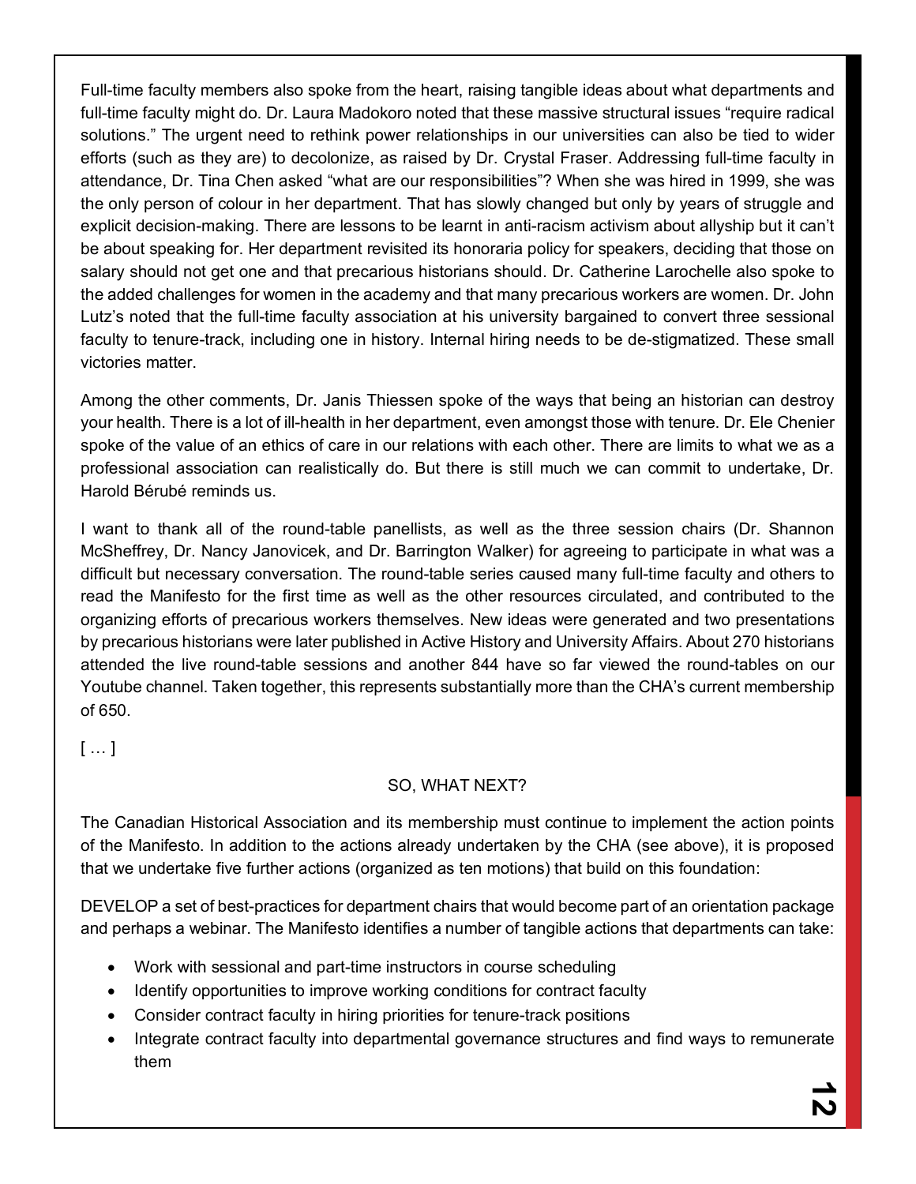Full-time faculty members also spoke from the heart, raising tangible ideas about what departments and full-time faculty might do. Dr. Laura Madokoro noted that these massive structural issues “require radical solutions.” The urgent need to rethink power relationships in our universities can also be tied to wider efforts (such as they are) to decolonize, as raised by Dr. Crystal Fraser. Addressing full-time faculty in attendance, Dr. Tina Chen asked “what are our responsibilities”? When she was hired in 1999, she was the only person of colour in her department. That has slowly changed but only by years of struggle and explicit decision-making. There are lessons to be learnt in anti-racism activism about allyship but it can’t be about speaking for. Her department revisited its honoraria policy for speakers, deciding that those on salary should not get one and that precarious historians should. Dr. Catherine Larochelle also spoke to the added challenges for women in the academy and that many precarious workers are women. Dr. John Lutz’s noted that the full-time faculty association at his university bargained to convert three sessional faculty to tenure-track, including one in history. Internal hiring needs to be de-stigmatized. These small victories matter.

Among the other comments, Dr. Janis Thiessen spoke of the ways that being an historian can destroy your health. There is a lot of ill-health in her department, even amongst those with tenure. Dr. Ele Chenier spoke of the value of an ethics of care in our relations with each other. There are limits to what we as a professional association can realistically do. But there is still much we can commit to undertake, Dr. Harold Bérubé reminds us.

I want to thank all of the round-table panellists, as well as the three session chairs (Dr. Shannon McSheffrey, Dr. Nancy Janovicek, and Dr. Barrington Walker) for agreeing to participate in what was a difficult but necessary conversation. The round-table series caused many full-time faculty and others to read the Manifesto for the first time as well as the other resources circulated, and contributed to the organizing efforts of precarious workers themselves. New ideas were generated and two presentations by precarious historians were later published in Active History and University Affairs. About 270 historians attended the live round-table sessions and another 844 have so far viewed the round-tables on our Youtube channel. Taken together, this represents substantially more than the CHA’s current membership of 650.

[ … ]

## SO, WHAT NEXT?

The Canadian Historical Association and its membership must continue to implement the action points of the Manifesto. In addition to the actions already undertaken by the CHA (see above), it is proposed that we undertake five further actions (organized as ten motions) that build on this foundation:

DEVELOP a set of best-practices for department chairs that would become part of an orientation package and perhaps a webinar. The Manifesto identifies a number of tangible actions that departments can take:

- Work with sessional and part-time instructors in course scheduling
- Identify opportunities to improve working conditions for contract faculty
- Consider contract faculty in hiring priorities for tenure-track positions
- Integrate contract faculty into departmental governance structures and find ways to remunerate them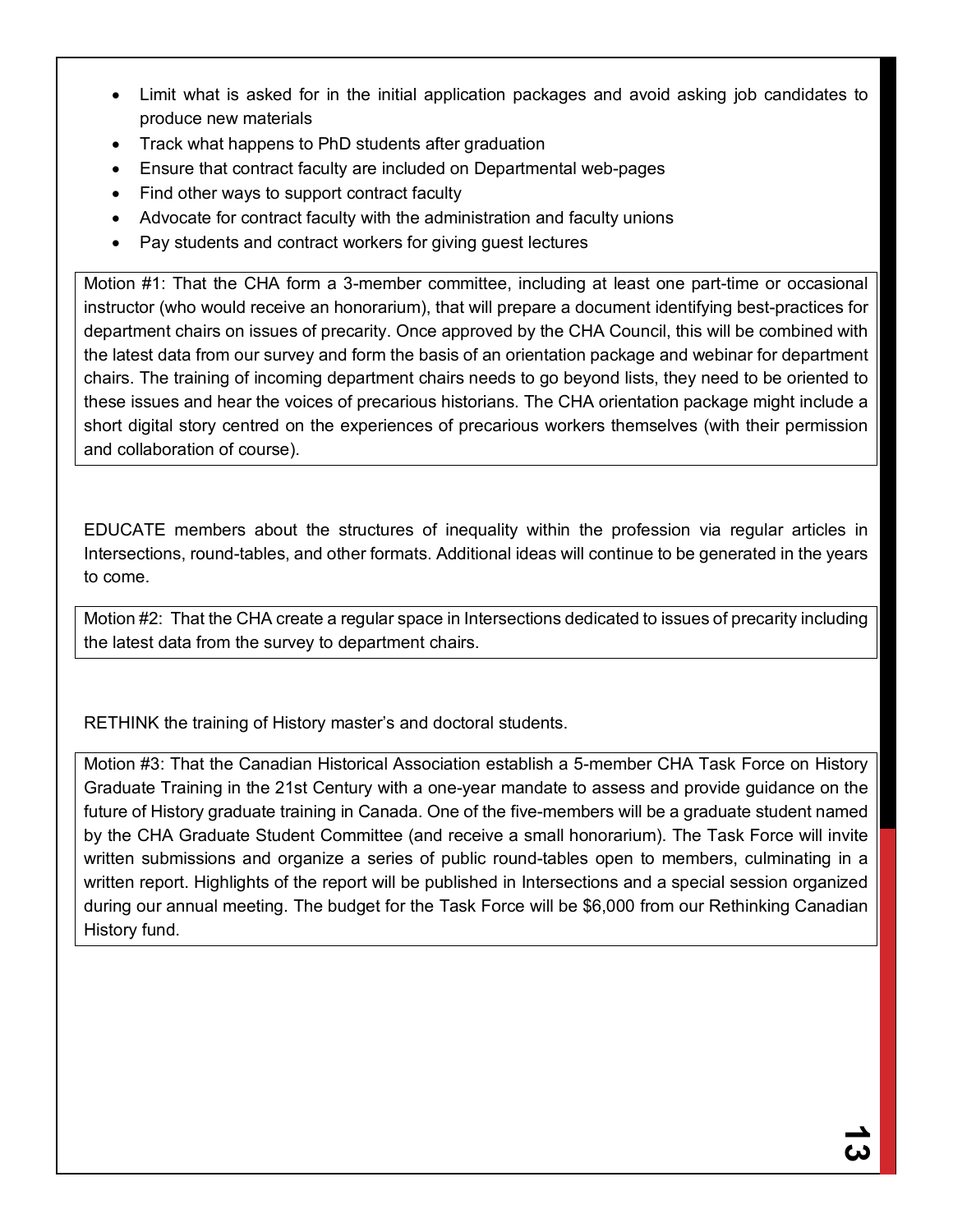- Limit what is asked for in the initial application packages and avoid asking job candidates to produce new materials
- Track what happens to PhD students after graduation
- Ensure that contract faculty are included on Departmental web-pages
- Find other ways to support contract faculty
- Advocate for contract faculty with the administration and faculty unions
- Pay students and contract workers for giving guest lectures

> Motion #1: That the CHA form a 3-member committee, including at least one part-time or occasional instructor (who would receive an honorarium), that will prepare a document identifying best-practices for department chairs on issues of precarity. Once approved by the CHA Council, this will be combined with the latest data from our survey and form the basis of an orientation package and webinar for department chairs. The training of incoming department chairs needs to go beyond lists, they need to be oriented to these issues and hear the voices of precarious historians. The CHA orientation package might include a short digital story centred on the experiences of precarious workers themselves (with their permission and collaboration of course).

EDUCATE members about the structures of inequality within the profession via regular articles in Intersections, round-tables, and other formats. Additional ideas will continue to be generated in the years to come.

> Motion #2: That the CHA create a regular space in Intersections dedicated to issues of precarity including the latest data from the survey to department chairs.

RETHINK the training of History master's and doctoral students.

> Motion #3: That the Canadian Historical Association establish a 5-member CHA Task Force on History Graduate Training in the 21st Century with a one-year mandate to assess and provide guidance on the future of History graduate training in Canada. One of the five-members will be a graduate student named by the CHA Graduate Student Committee (and receive a small honorarium). The Task Force will invite written submissions and organize a series of public round-tables open to members, culminating in a written report. Highlights of the report will be published in Intersections and a special session organized during our annual meeting. The budget for the Task Force will be $6,000 from our Rethinking Canadian History fund.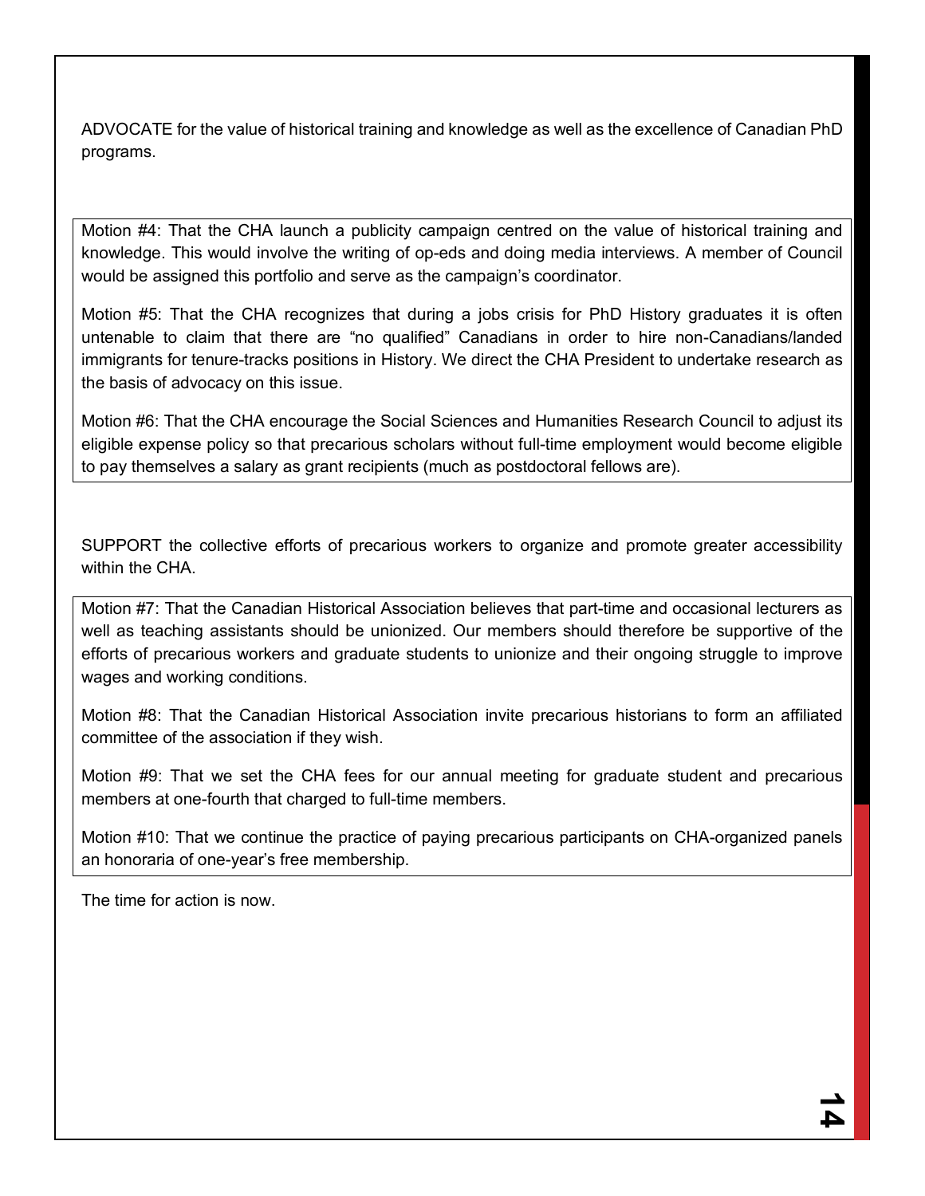ADVOCATE for the value of historical training and knowledge as well as the excellence of Canadian PhD programs.

Motion #4: That the CHA launch a publicity campaign centred on the value of historical training and knowledge. This would involve the writing of op-eds and doing media interviews. A member of Council would be assigned this portfolio and serve as the campaign's coordinator.

Motion #5: That the CHA recognizes that during a jobs crisis for PhD History graduates it is often untenable to claim that there are "no qualified" Canadians in order to hire non-Canadians/landed immigrants for tenure-tracks positions in History. We direct the CHA President to undertake research as the basis of advocacy on this issue.

Motion #6: That the CHA encourage the Social Sciences and Humanities Research Council to adjust its eligible expense policy so that precarious scholars without full-time employment would become eligible to pay themselves a salary as grant recipients (much as postdoctoral fellows are).

SUPPORT the collective efforts of precarious workers to organize and promote greater accessibility within the CHA.

Motion #7: That the Canadian Historical Association believes that part-time and occasional lecturers as well as teaching assistants should be unionized. Our members should therefore be supportive of the efforts of precarious workers and graduate students to unionize and their ongoing struggle to improve wages and working conditions.

Motion #8: That the Canadian Historical Association invite precarious historians to form an affiliated committee of the association if they wish.

Motion #9: That we set the CHA fees for our annual meeting for graduate student and precarious members at one-fourth that charged to full-time members.

Motion #10: That we continue the practice of paying precarious participants on CHA-organized panels an honoraria of one-year's free membership.

The time for action is now.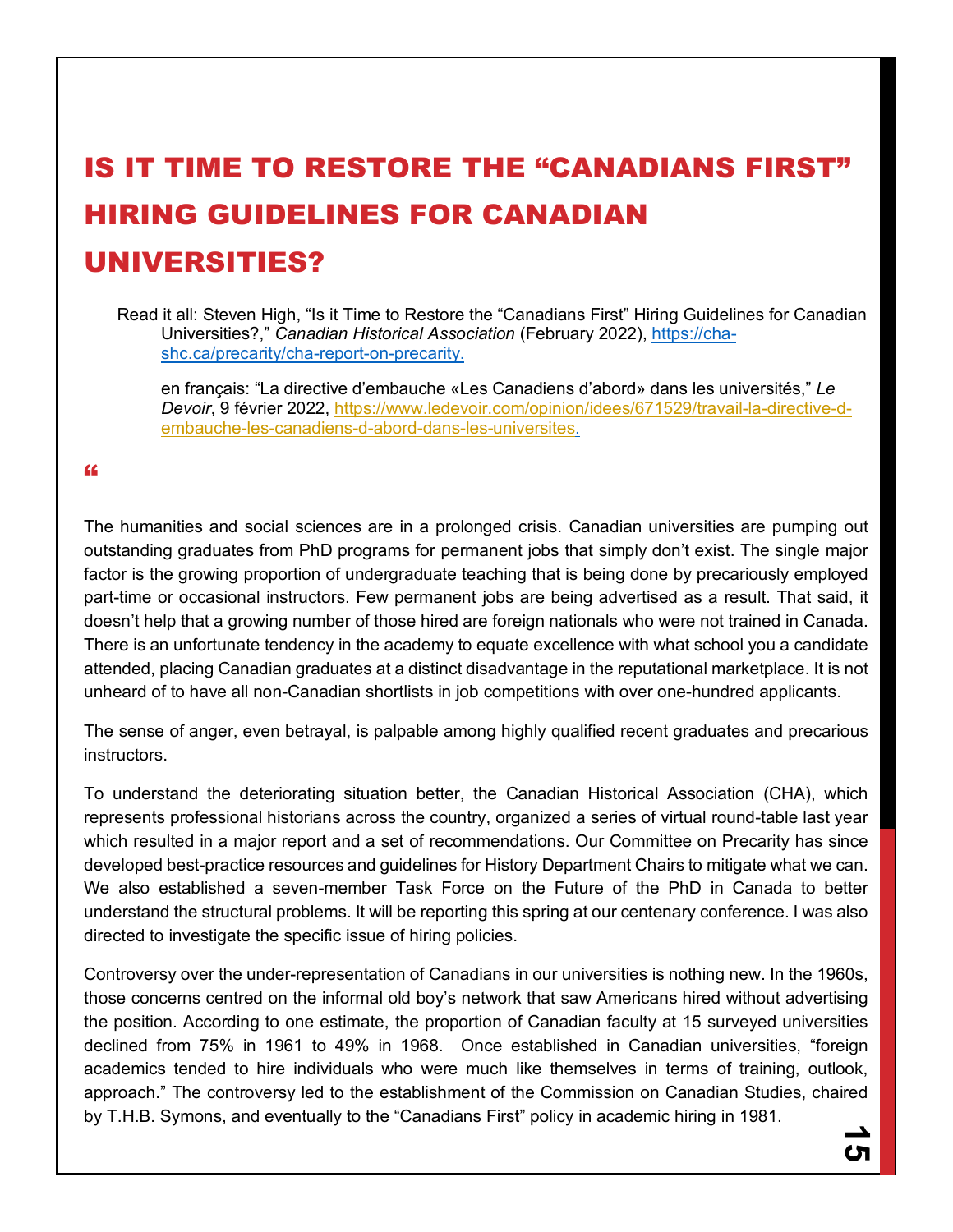# IS IT TIME TO RESTORE THE "CANADIANS FIRST" HIRING GUIDELINES FOR CANADIAN UNIVERSITIES?

Read it all: Steven High, "Is it Time to Restore the "Canadians First" Hiring Guidelines for Canadian Universities?," *Canadian Historical Association* (February 2022), [https://cha-shc.ca/precarity/cha-report-on-precarity.](https://cha-shc.ca/precarity/cha-report-on-precarity)

en français: "La directive d'embauche «Les Canadiens d'abord» dans les universités," *Le Devoir*, 9 février 2022, [https://www.ledevoir.com/opinion/idees/671529/travail-la-directive-d-embauche-les-canadiens-d-abord-dans-les-universites.](https://www.ledevoir.com/opinion/idees/671529/travail-la-directive-d-embauche-les-canadiens-d-abord-dans-les-universites)

"

The humanities and social sciences are in a prolonged crisis. Canadian universities are pumping out outstanding graduates from PhD programs for permanent jobs that simply don't exist. The single major factor is the growing proportion of undergraduate teaching that is being done by precariously employed part-time or occasional instructors. Few permanent jobs are being advertised as a result. That said, it doesn't help that a growing number of those hired are foreign nationals who were not trained in Canada. There is an unfortunate tendency in the academy to equate excellence with what school you a candidate attended, placing Canadian graduates at a distinct disadvantage in the reputational marketplace. It is not unheard of to have all non-Canadian shortlists in job competitions with over one-hundred applicants.

The sense of anger, even betrayal, is palpable among highly qualified recent graduates and precarious instructors.

To understand the deteriorating situation better, the Canadian Historical Association (CHA), which represents professional historians across the country, organized a series of virtual round-table last year which resulted in a major report and a set of recommendations. Our Committee on Precarity has since developed best-practice resources and guidelines for History Department Chairs to mitigate what we can. We also established a seven-member Task Force on the Future of the PhD in Canada to better understand the structural problems. It will be reporting this spring at our centenary conference. I was also directed to investigate the specific issue of hiring policies.

Controversy over the under-representation of Canadians in our universities is nothing new. In the 1960s, those concerns centred on the informal old boy's network that saw Americans hired without advertising the position. According to one estimate, the proportion of Canadian faculty at 15 surveyed universities declined from 75% in 1961 to 49% in 1968. Once established in Canadian universities, "foreign academics tended to hire individuals who were much like themselves in terms of training, outlook, approach." The controversy led to the establishment of the Commission on Canadian Studies, chaired by T.H.B. Symons, and eventually to the "Canadians First" policy in academic hiring in 1981.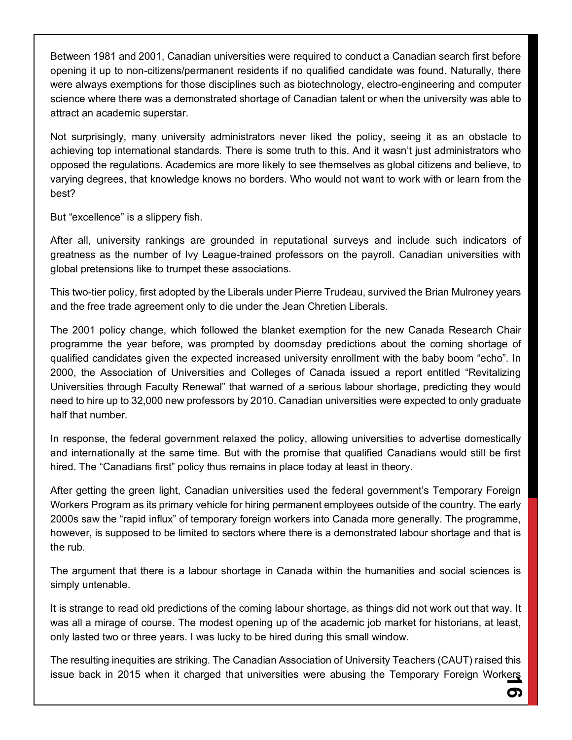Between 1981 and 2001, Canadian universities were required to conduct a Canadian search first before opening it up to non-citizens/permanent residents if no qualified candidate was found. Naturally, there were always exemptions for those disciplines such as biotechnology, electro-engineering and computer science where there was a demonstrated shortage of Canadian talent or when the university was able to attract an academic superstar.

Not surprisingly, many university administrators never liked the policy, seeing it as an obstacle to achieving top international standards. There is some truth to this. And it wasn't just administrators who opposed the regulations. Academics are more likely to see themselves as global citizens and believe, to varying degrees, that knowledge knows no borders. Who would not want to work with or learn from the best?

But "excellence" is a slippery fish.

After all, university rankings are grounded in reputational surveys and include such indicators of greatness as the number of Ivy League-trained professors on the payroll. Canadian universities with global pretensions like to trumpet these associations.

This two-tier policy, first adopted by the Liberals under Pierre Trudeau, survived the Brian Mulroney years and the free trade agreement only to die under the Jean Chretien Liberals.

The 2001 policy change, which followed the blanket exemption for the new Canada Research Chair programme the year before, was prompted by doomsday predictions about the coming shortage of qualified candidates given the expected increased university enrollment with the baby boom "echo". In 2000, the Association of Universities and Colleges of Canada issued a report entitled "Revitalizing Universities through Faculty Renewal" that warned of a serious labour shortage, predicting they would need to hire up to 32,000 new professors by 2010. Canadian universities were expected to only graduate half that number.

In response, the federal government relaxed the policy, allowing universities to advertise domestically and internationally at the same time. But with the promise that qualified Canadians would still be first hired. The "Canadians first" policy thus remains in place today at least in theory.

After getting the green light, Canadian universities used the federal government's Temporary Foreign Workers Program as its primary vehicle for hiring permanent employees outside of the country. The early 2000s saw the "rapid influx" of temporary foreign workers into Canada more generally. The programme, however, is supposed to be limited to sectors where there is a demonstrated labour shortage and that is the rub.

The argument that there is a labour shortage in Canada within the humanities and social sciences is simply untenable.

It is strange to read old predictions of the coming labour shortage, as things did not work out that way. It was all a mirage of course. The modest opening up of the academic job market for historians, at least, only lasted two or three years. I was lucky to be hired during this small window.

The resulting inequities are striking. The Canadian Association of University Teachers (CAUT) raised this issue back in 2015 when it charged that universities were abusing the Temporary Foreign Workers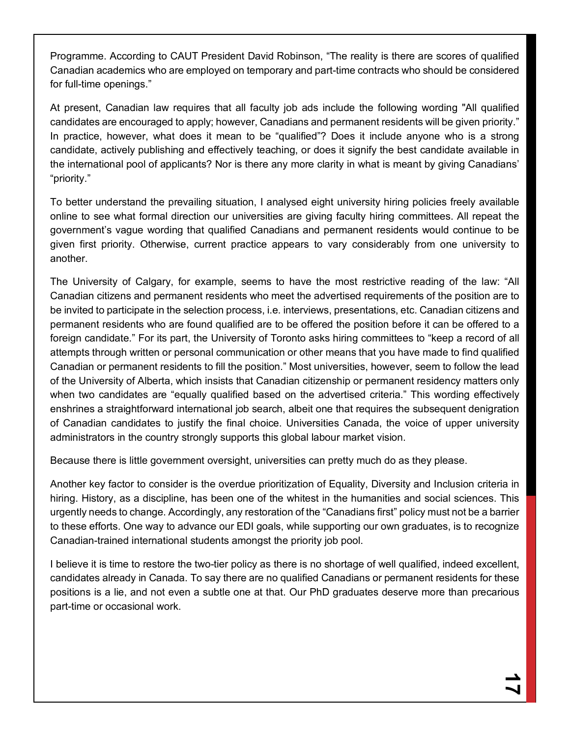Programme. According to CAUT President David Robinson, “The reality is there are scores of qualified Canadian academics who are employed on temporary and part-time contracts who should be considered for full-time openings.”

At present, Canadian law requires that all faculty job ads include the following wording "All qualified candidates are encouraged to apply; however, Canadians and permanent residents will be given priority.” In practice, however, what does it mean to be “qualified”? Does it include anyone who is a strong candidate, actively publishing and effectively teaching, or does it signify the best candidate available in the international pool of applicants? Nor is there any more clarity in what is meant by giving Canadians’ “priority.”

To better understand the prevailing situation, I analysed eight university hiring policies freely available online to see what formal direction our universities are giving faculty hiring committees. All repeat the government’s vague wording that qualified Canadians and permanent residents would continue to be given first priority. Otherwise, current practice appears to vary considerably from one university to another.

The University of Calgary, for example, seems to have the most restrictive reading of the law: “All Canadian citizens and permanent residents who meet the advertised requirements of the position are to be invited to participate in the selection process, i.e. interviews, presentations, etc. Canadian citizens and permanent residents who are found qualified are to be offered the position before it can be offered to a foreign candidate.” For its part, the University of Toronto asks hiring committees to “keep a record of all attempts through written or personal communication or other means that you have made to find qualified Canadian or permanent residents to fill the position.” Most universities, however, seem to follow the lead of the University of Alberta, which insists that Canadian citizenship or permanent residency matters only when two candidates are “equally qualified based on the advertised criteria.” This wording effectively enshrines a straightforward international job search, albeit one that requires the subsequent denigration of Canadian candidates to justify the final choice. Universities Canada, the voice of upper university administrators in the country strongly supports this global labour market vision.

Because there is little government oversight, universities can pretty much do as they please.

Another key factor to consider is the overdue prioritization of Equality, Diversity and Inclusion criteria in hiring. History, as a discipline, has been one of the whitest in the humanities and social sciences. This urgently needs to change. Accordingly, any restoration of the “Canadians first” policy must not be a barrier to these efforts. One way to advance our EDI goals, while supporting our own graduates, is to recognize Canadian-trained international students amongst the priority job pool.

I believe it is time to restore the two-tier policy as there is no shortage of well qualified, indeed excellent, candidates already in Canada. To say there are no qualified Canadians or permanent residents for these positions is a lie, and not even a subtle one at that. Our PhD graduates deserve more than precarious part-time or occasional work.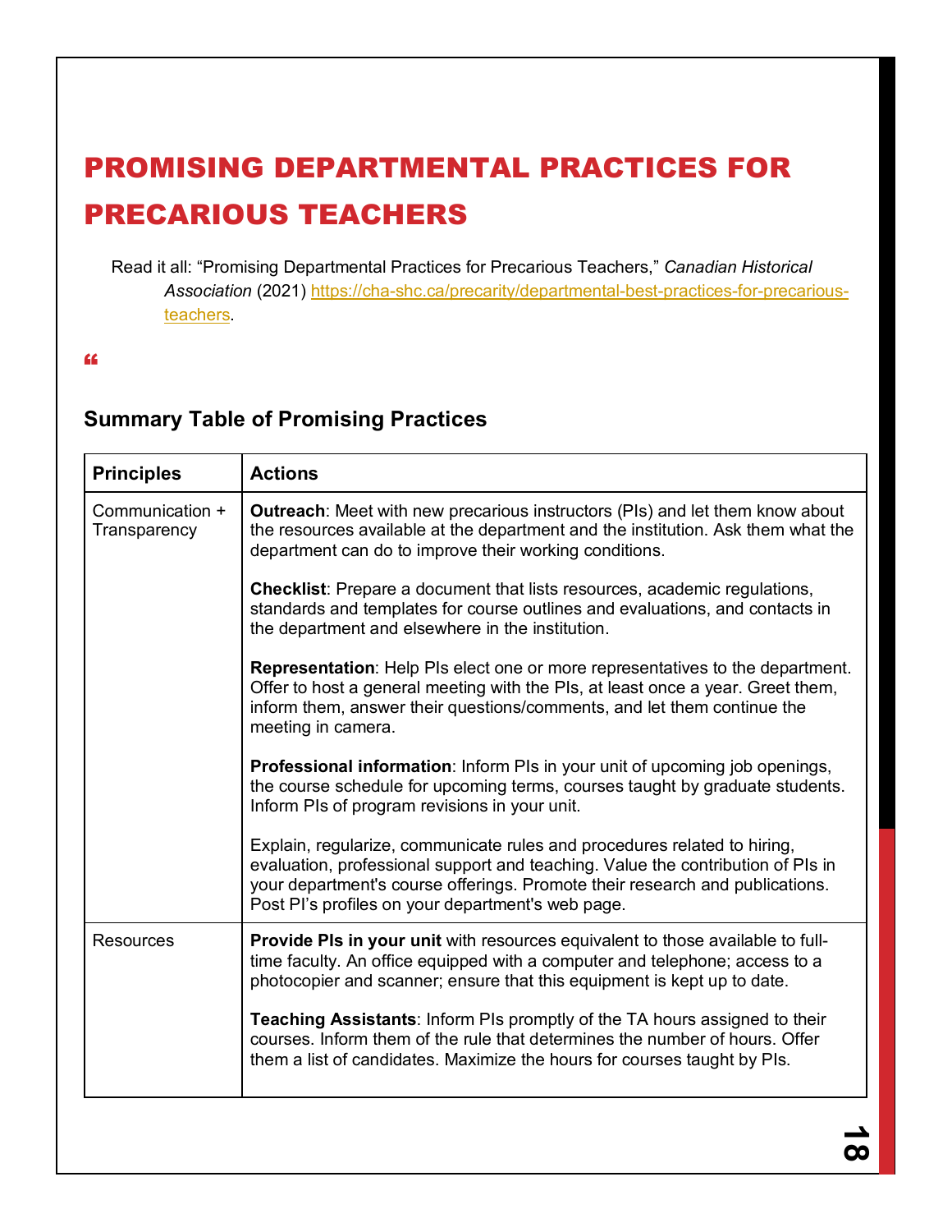# PROMISING DEPARTMENTAL PRACTICES FOR PRECARIOUS TEACHERS

Read it all: "Promising Departmental Practices for Precarious Teachers," *Canadian Historical Association* (2021) https://cha-shc.ca/precarity/departmental-best-practices-for-precarious-teachers.

"

### Summary Table of Promising Practices

| Principles | Actions |
| --- | --- |
| Communication + Transparency | **Outreach**: Meet with new precarious instructors (PIs) and let them know about the resources available at the department and the institution. Ask them what the department can do to improve their working conditions.<br><br>**Checklist**: Prepare a document that lists resources, academic regulations, standards and templates for course outlines and evaluations, and contacts in the department and elsewhere in the institution.<br><br>**Representation**: Help PIs elect one or more representatives to the department. Offer to host a general meeting with the PIs, at least once a year. Greet them, inform them, answer their questions/comments, and let them continue the meeting in camera.<br><br>**Professional information**: Inform PIs in your unit of upcoming job openings, the course schedule for upcoming terms, courses taught by graduate students. Inform PIs of program revisions in your unit.<br><br>Explain, regularize, communicate rules and procedures related to hiring, evaluation, professional support and teaching. Value the contribution of PIs in your department's course offerings. Promote their research and publications. Post PI's profiles on your department's web page. |
| Resources | **Provide PIs in your unit** with resources equivalent to those available to full-time faculty. An office equipped with a computer and telephone; access to a photocopier and scanner; ensure that this equipment is kept up to date.<br><br>**Teaching Assistants**: Inform PIs promptly of the TA hours assigned to their courses. Inform them of the rule that determines the number of hours. Offer them a list of candidates. Maximize the hours for courses taught by PIs. |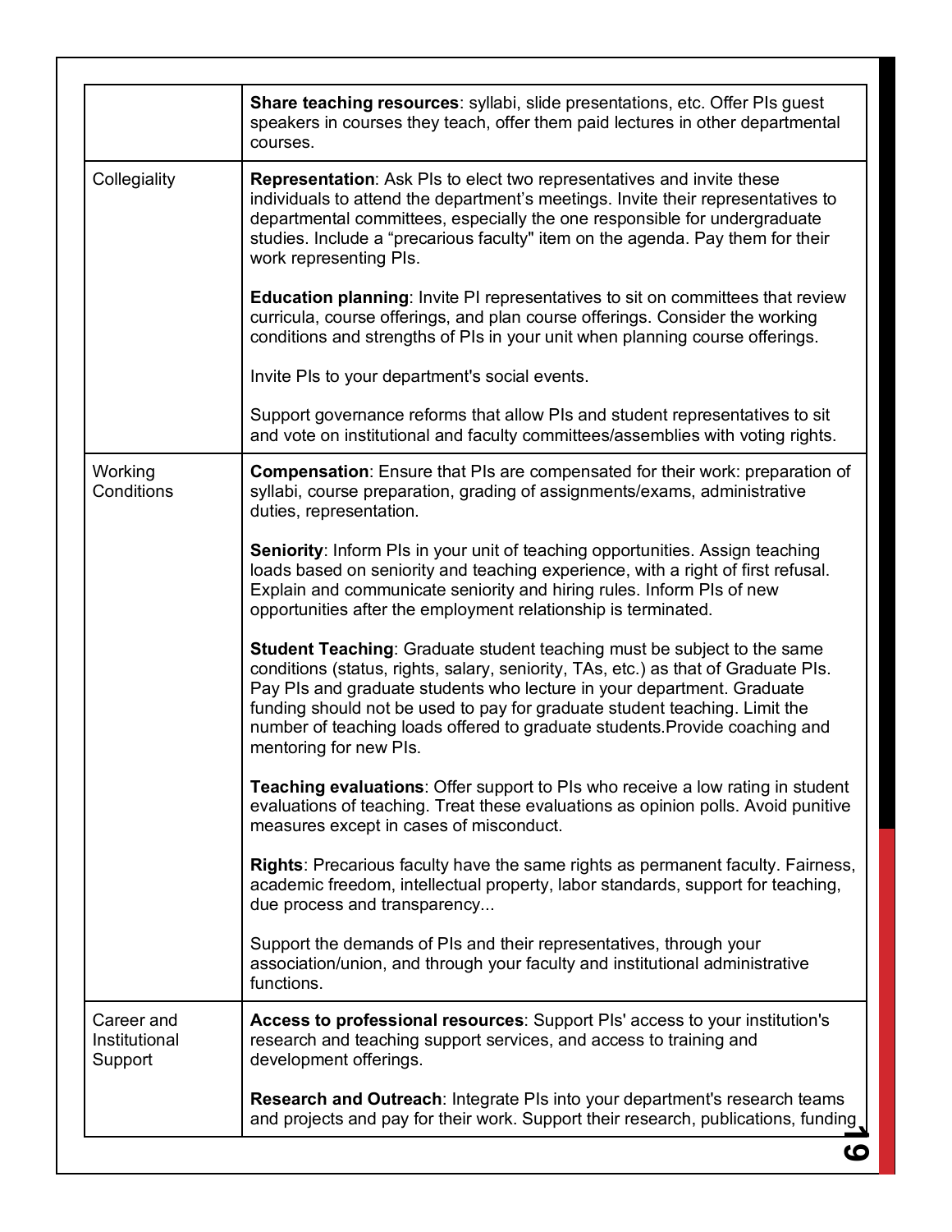| | |
|---|---|
| | **Share teaching resources**: syllabi, slide presentations, etc. Offer PIs guest speakers in courses they teach, offer them paid lectures in other departmental courses. |
| Collegiality | **Representation**: Ask PIs to elect two representatives and invite these individuals to attend the department's meetings. Invite their representatives to departmental committees, especially the one responsible for undergraduate studies. Include a "precarious faculty" item on the agenda. Pay them for their work representing PIs.<br><br>**Education planning**: Invite PI representatives to sit on committees that review curricula, course offerings, and plan course offerings. Consider the working conditions and strengths of PIs in your unit when planning course offerings.<br><br>Invite PIs to your department's social events.<br><br>Support governance reforms that allow PIs and student representatives to sit and vote on institutional and faculty committees/assemblies with voting rights. |
| Working Conditions | **Compensation**: Ensure that PIs are compensated for their work: preparation of syllabi, course preparation, grading of assignments/exams, administrative duties, representation.<br><br>**Seniority**: Inform PIs in your unit of teaching opportunities. Assign teaching loads based on seniority and teaching experience, with a right of first refusal. Explain and communicate seniority and hiring rules. Inform PIs of new opportunities after the employment relationship is terminated.<br><br>**Student Teaching**: Graduate student teaching must be subject to the same conditions (status, rights, salary, seniority, TAs, etc.) as that of Graduate PIs. Pay PIs and graduate students who lecture in your department. Graduate funding should not be used to pay for graduate student teaching. Limit the number of teaching loads offered to graduate students.Provide coaching and mentoring for new PIs.<br><br>**Teaching evaluations**: Offer support to PIs who receive a low rating in student evaluations of teaching. Treat these evaluations as opinion polls. Avoid punitive measures except in cases of misconduct.<br><br>**Rights**: Precarious faculty have the same rights as permanent faculty. Fairness, academic freedom, intellectual property, labor standards, support for teaching, due process and transparency...<br><br>Support the demands of PIs and their representatives, through your association/union, and through your faculty and institutional administrative functions. |
| Career and Institutional Support | **Access to professional resources**: Support PIs' access to your institution's research and teaching support services, and access to training and development offerings.<br><br>**Research and Outreach**: Integrate PIs into your department's research teams and projects and pay for their work. Support their research, publications, funding |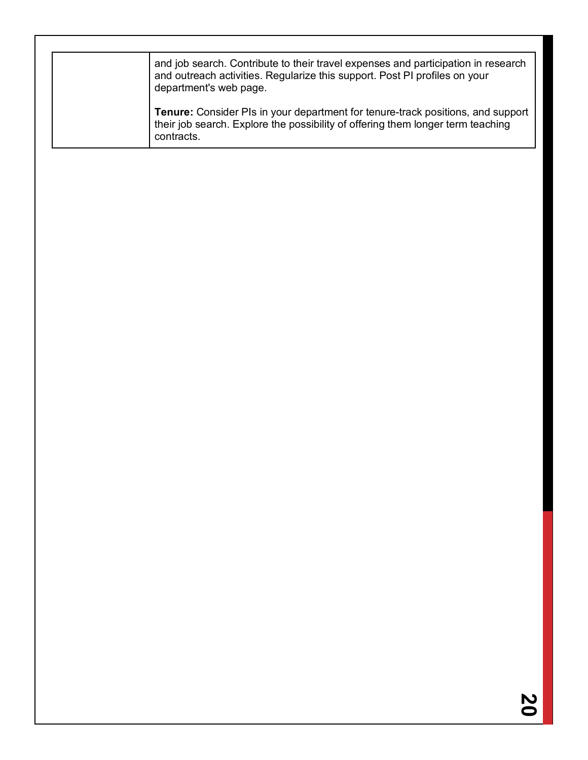| | |
|---|---|
| | and job search. Contribute to their travel expenses and participation in research and outreach activities. Regularize this support. Post PI profiles on your department's web page.<br><br>**Tenure:** Consider PIs in your department for tenure-track positions, and support their job search. Explore the possibility of offering them longer term teaching contracts. |